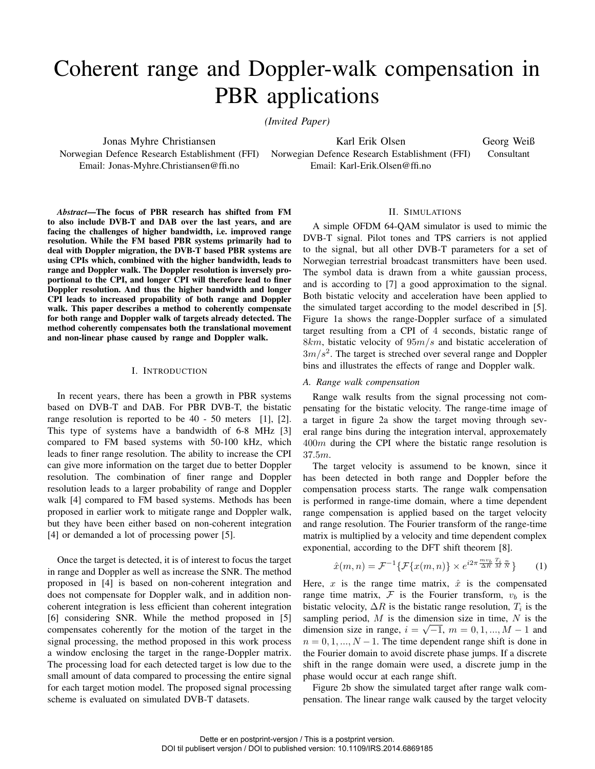# Coherent range and Doppler-walk compensation in PBR applications

*(Invited Paper)*

Jonas Myhre Christiansen
Norwegian Defence Research Establishment (FFI)
Email: Jonas-Myhre.Christiansen@ffi.no

Karl Erik Olsen
Norwegian Defence Research Establishment (FFI)
Email: Karl-Erik.Olsen@ffi.no

Georg Weiß
Consultant

***Abstract*—The focus of PBR research has shifted from FM to also include DVB-T and DAB over the last years, and are facing the challenges of higher bandwidth, i.e. improved range resolution. While the FM based PBR systems primarily had to deal with Doppler migration, the DVB-T based PBR systems are using CPIs which, combined with the higher bandwidth, leads to range and Doppler walk. The Doppler resolution is inversely proportional to the CPI, and longer CPI will therefore lead to finer Doppler resolution. And thus the higher bandwidth and longer CPI leads to increased propability of both range and Doppler walk. This paper describes a method to coherently compensate for both range and Doppler walk of targets already detected. The method coherently compensates both the translational movement and non-linear phase caused by range and Doppler walk.**

## I. Introduction

In recent years, there has been a growth in PBR systems based on DVB-T and DAB. For PBR DVB-T, the bistatic range resolution is reported to be 40 - 50 meters [1], [2]. This type of systems have a bandwidth of 6-8 MHz [3] compared to FM based systems with 50-100 kHz, which leads to finer range resolution. The ability to increase the CPI can give more information on the target due to better Doppler resolution. The combination of finer range and Doppler resolution leads to a larger probability of range and Doppler walk [4] compared to FM based systems. Methods has been proposed in earlier work to mitigate range and Doppler walk, but they have been either based on non-coherent integration [4] or demanded a lot of processing power [5].

Once the target is detected, it is of interest to focus the target in range and Doppler as well as increase the SNR. The method proposed in [4] is based on non-coherent integration and does not compensate for Doppler walk, and in addition non-coherent integration is less efficient than coherent integration [6] considering SNR. While the method proposed in [5] compensates coherently for the motion of the target in the signal processing, the method proposed in this work process a window enclosing the target in the range-Doppler matrix. The processing load for each detected target is low due to the small amount of data compared to processing the entire signal for each target motion model. The proposed signal processing scheme is evaluated on simulated DVB-T datasets.

## II. Simulations

A simple OFDM 64-QAM simulator is used to mimic the DVB-T signal. Pilot tones and TPS carriers is not applied to the signal, but all other DVB-T parameters for a set of Norwegian terrestrial broadcast transmitters have been used. The symbol data is drawn from a white gaussian process, and is according to [7] a good approximation to the signal. Both bistatic velocity and acceleration have been applied to the simulated target according to the model described in [5]. Figure 1a shows the range-Doppler surface of a simulated target resulting from a CPI of $4$ seconds, bistatic range of $8km$, bistatic velocity of $95m/s$ and bistatic acceleration of $3m/s^2$. The target is streched over several range and Doppler bins and illustrates the effects of range and Doppler walk.

### A. Range walk compensation

Range walk results from the signal processing not compensating for the bistatic velocity. The range-time image of a target in figure 2a show the target moving through several range bins during the integration interval, approximately $400m$ during the CPI where the bistatic range resolution is $37.5m$.

The target velocity is assumend to be known, since it has been detected in both range and Doppler before the compensation process starts. The range walk compensation is performed in range-time domain, where a time dependent range compensation is applied based on the target velocity and range resolution. The Fourier transform of the range-time matrix is multiplied by a velocity and time dependent complex exponential, according to the DFT shift theorem [8].

$$\hat{x}(m,n) = \mathcal{F}^{-1}\{\mathcal{F}\{x(m,n)\} \times e^{i2\pi \frac{mv_b}{\Delta R}\frac{T_i}{M}\frac{n}{N}}\} \qquad (1)$$

Here, $x$ is the range time matrix, $\hat{x}$ is the compensated range time matrix, $\mathcal{F}$ is the Fourier transform, $v_b$ is the bistatic velocity, $\Delta R$ is the bistatic range resolution, $T_i$ is the sampling period, $M$ is the dimension size in time, $N$ is the dimension size in range, $i = \sqrt{-1}$, $m = 0, 1, ..., M-1$ and $n = 0, 1, ..., N-1$. The time dependent range shift is done in the Fourier domain to avoid discrete phase jumps. If a discrete shift in the range domain were used, a discrete jump in the phase would occur at each range shift.

Figure 2b show the simulated target after range walk compensation. The linear range walk caused by the target velocity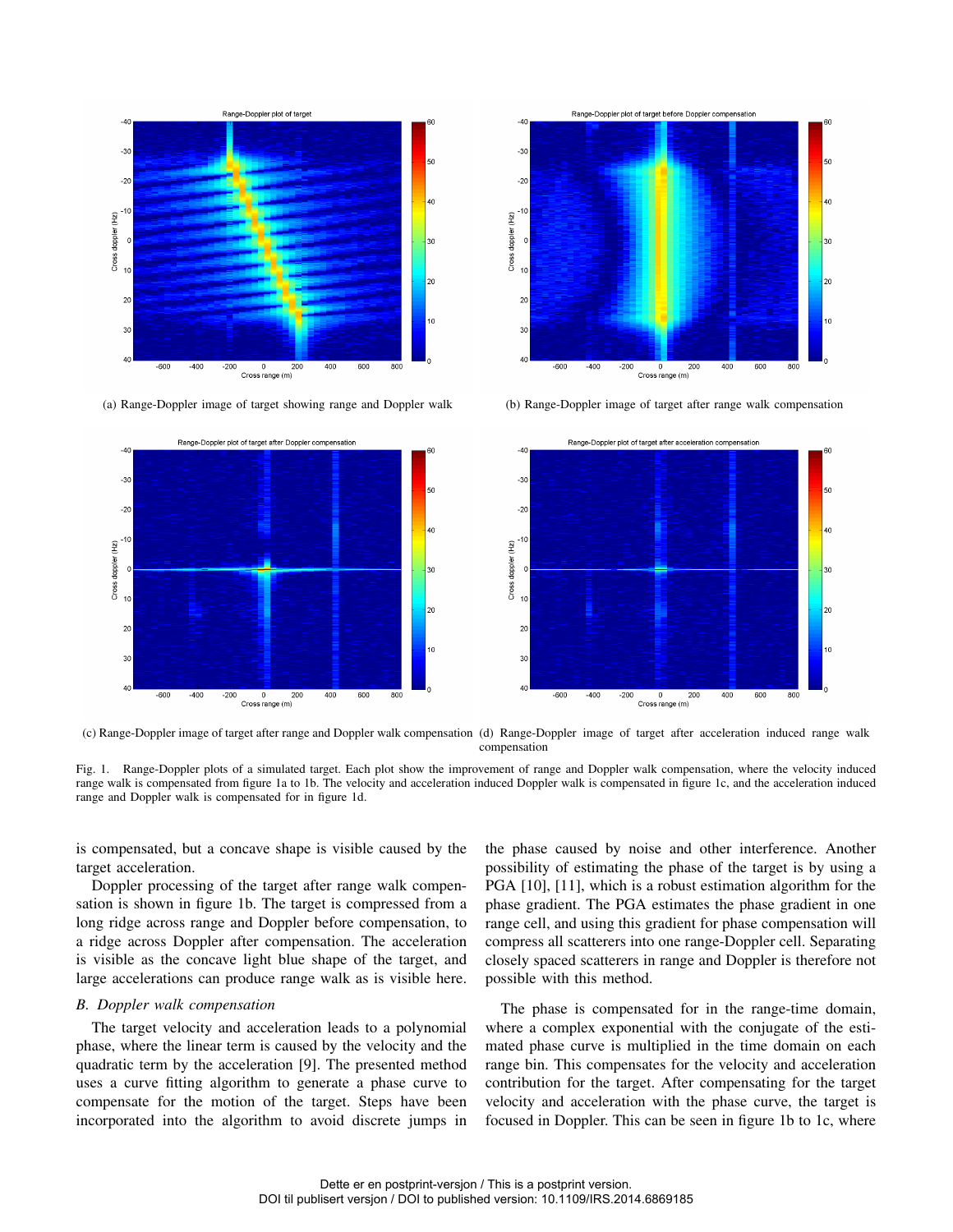(a) Range-Doppler image of target showing range and Doppler walk

(b) Range-Doppler image of target after range walk compensation

(c) Range-Doppler image of target after range and Doppler walk compensation

(d) Range-Doppler image of target after acceleration induced range walk compensation

Fig. 1. Range-Doppler plots of a simulated target. Each plot show the improvement of range and Doppler walk compensation, where the velocity induced range walk is compensated from figure 1a to 1b. The velocity and acceleration induced Doppler walk is compensated in figure 1c, and the acceleration induced range and Doppler walk is compensated for in figure 1d.

is compensated, but a concave shape is visible caused by the target acceleration.

Doppler processing of the target after range walk compensation is shown in figure 1b. The target is compressed from a long ridge across range and Doppler before compensation, to a ridge across Doppler after compensation. The acceleration is visible as the concave light blue shape of the target, and large accelerations can produce range walk as is visible here.

### *B. Doppler walk compensation*

The target velocity and acceleration leads to a polynomial phase, where the linear term is caused by the velocity and the quadratic term by the acceleration [9]. The presented method uses a curve fitting algorithm to generate a phase curve to compensate for the motion of the target. Steps have been incorporated into the algorithm to avoid discrete jumps in the phase caused by noise and other interference. Another possibility of estimating the phase of the target is by using a PGA [10], [11], which is a robust estimation algorithm for the phase gradient. The PGA estimates the phase gradient in one range cell, and using this gradient for phase compensation will compress all scatterers into one range-Doppler cell. Separating closely spaced scatterers in range and Doppler is therefore not possible with this method.

The phase is compensated for in the range-time domain, where a complex exponential with the conjugate of the estimated phase curve is multiplied in the time domain on each range bin. This compensates for the velocity and acceleration contribution for the target. After compensating for the target velocity and acceleration with the phase curve, the target is focused in Doppler. This can be seen in figure 1b to 1c, where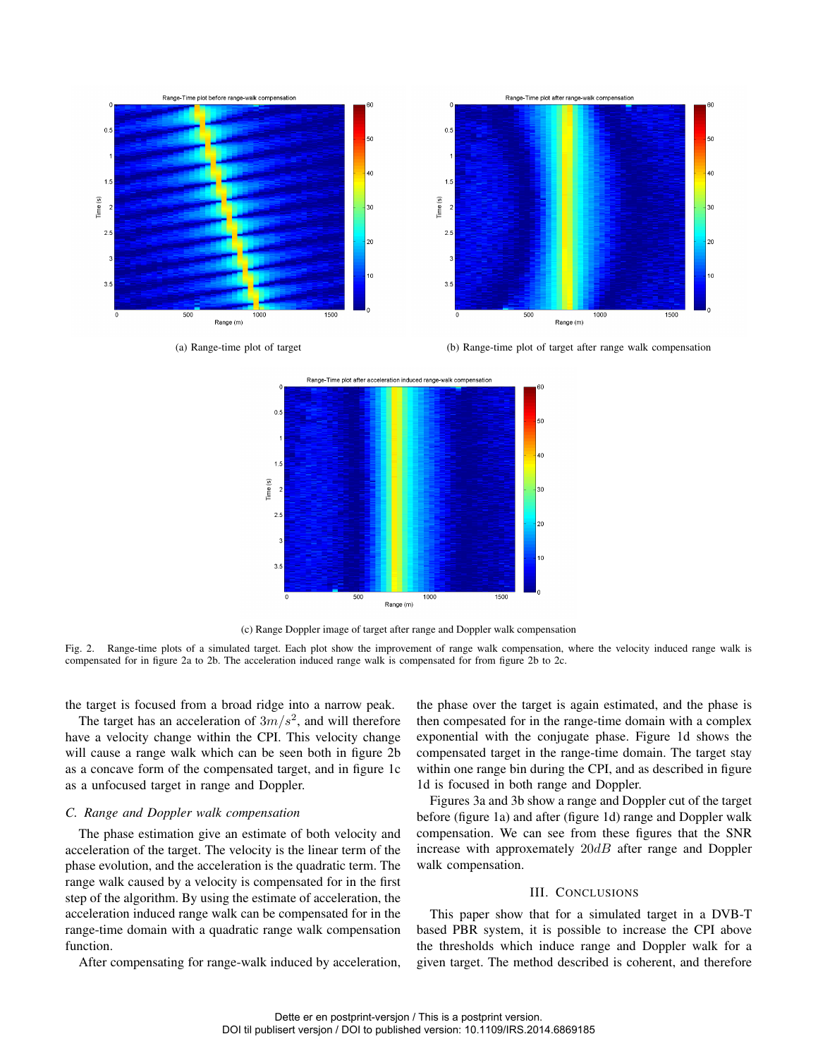(a) Range-time plot of target

(b) Range-time plot of target after range walk compensation

(c) Range Doppler image of target after range and Doppler walk compensation

Fig. 2. Range-time plots of a simulated target. Each plot show the improvement of range walk compensation, where the velocity induced range walk is compensated for in figure 2a to 2b. The acceleration induced range walk is compensated for from figure 2b to 2c.

the target is focused from a broad ridge into a narrow peak.

The target has an acceleration of $3m/s^2$, and will therefore have a velocity change within the CPI. This velocity change will cause a range walk which can be seen both in figure 2b as a concave form of the compensated target, and in figure 1c as a unfocused target in range and Doppler.

### C. Range and Doppler walk compensation

The phase estimation give an estimate of both velocity and acceleration of the target. The velocity is the linear term of the phase evolution, and the acceleration is the quadratic term. The range walk caused by a velocity is compensated for in the first step of the algorithm. By using the estimate of acceleration, the acceleration induced range walk can be compensated for in the range-time domain with a quadratic range walk compensation function.

After compensating for range-walk induced by acceleration, the phase over the target is again estimated, and the phase is then compesated for in the range-time domain with a complex exponential with the conjugate phase. Figure 1d shows the compensated target in the range-time domain. The target stay within one range bin during the CPI, and as described in figure 1d is focused in both range and Doppler.

Figures 3a and 3b show a range and Doppler cut of the target before (figure 1a) and after (figure 1d) range and Doppler walk compensation. We can see from these figures that the SNR increase with approxemately $20dB$ after range and Doppler walk compensation.

## III. Conclusions

This paper show that for a simulated target in a DVB-T based PBR system, it is possible to increase the CPI above the thresholds which induce range and Doppler walk for a given target. The method described is coherent, and therefore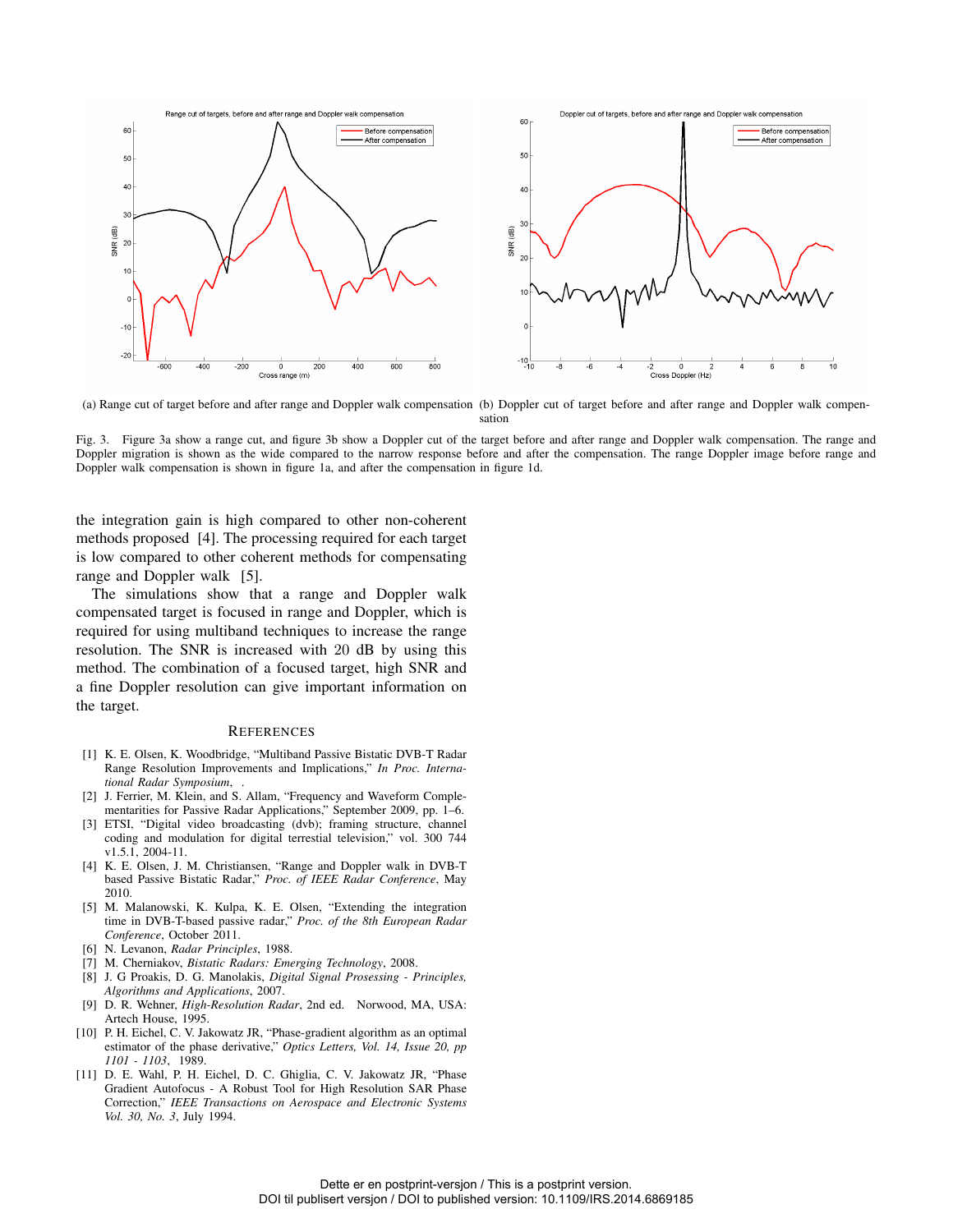Range cut of targets, before and after range and Doppler walk compensation

Before compensation
After compensation

SNR (dB)

Cross range (m)

-600 -400 -200 0 200 400 600 800

60 50 40 30 20 10 0 -10 -20

Doppler cut of targets, before and after range and Doppler walk compensation

Before compensation
After compensation

SNR (dB)

Cross Doppler (Hz)

-10 -8 -6 -4 -2 0 2 4 6 8 10

60 50 40 30 20 10 0 -10

(a) Range cut of target before and after range and Doppler walk compensation

(b) Doppler cut of target before and after range and Doppler walk compensation

Fig. 3. Figure 3a show a range cut, and figure 3b show a Doppler cut of the target before and after range and Doppler walk compensation. The range and Doppler migration is shown as the wide compared to the narrow response before and after the compensation. The range Doppler image before range and Doppler walk compensation is shown in figure 1a, and after the compensation in figure 1d.

the integration gain is high compared to other non-coherent methods proposed [4]. The processing required for each target is low compared to other coherent methods for compensating range and Doppler walk [5].

The simulations show that a range and Doppler walk compensated target is focused in range and Doppler, which is required for using multiband techniques to increase the range resolution. The SNR is increased with 20 dB by using this method. The combination of a focused target, high SNR and a fine Doppler resolution can give important information on the target.

## References

[1] K. E. Olsen, K. Woodbridge, "Multiband Passive Bistatic DVB-T Radar Range Resolution Improvements and Implications," *In Proc. International Radar Symposium*, .

[2] J. Ferrier, M. Klein, and S. Allam, "Frequency and Waveform Complementarities for Passive Radar Applications," September 2009, pp. 1–6.

[3] ETSI, "Digital video broadcasting (dvb); framing structure, channel coding and modulation for digital terrestial television," vol. 300 744 v1.5.1, 2004-11.

[4] K. E. Olsen, J. M. Christiansen, "Range and Doppler walk in DVB-T based Passive Bistatic Radar," *Proc. of IEEE Radar Conference*, May 2010.

[5] M. Malanowski, K. Kulpa, K. E. Olsen, "Extending the integration time in DVB-T-based passive radar," *Proc. of the 8th European Radar Conference*, October 2011.

[6] N. Levanon, *Radar Principles*, 1988.

[7] M. Cherniakov, *Bistatic Radars: Emerging Technology*, 2008.

[8] J. G Proakis, D. G. Manolakis, *Digital Signal Prosessing - Principles, Algorithms and Applications*, 2007.

[9] D. R. Wehner, *High-Resolution Radar*, 2nd ed. Norwood, MA, USA: Artech House, 1995.

[10] P. H. Eichel, C. V. Jakowatz JR, "Phase-gradient algorithm as an optimal estimator of the phase derivative," *Optics Letters, Vol. 14, Issue 20, pp 1101 - 1103*, 1989.

[11] D. E. Wahl, P. H. Eichel, D. C. Ghiglia, C. V. Jakowatz JR, "Phase Gradient Autofocus - A Robust Tool for High Resolution SAR Phase Correction," *IEEE Transactions on Aerospace and Electronic Systems Vol. 30, No. 3*, July 1994.

Dette er en postprint-versjon / This is a postprint version.
DOI til publisert versjon / DOI to published version: 10.1109/IRS.2014.6869185